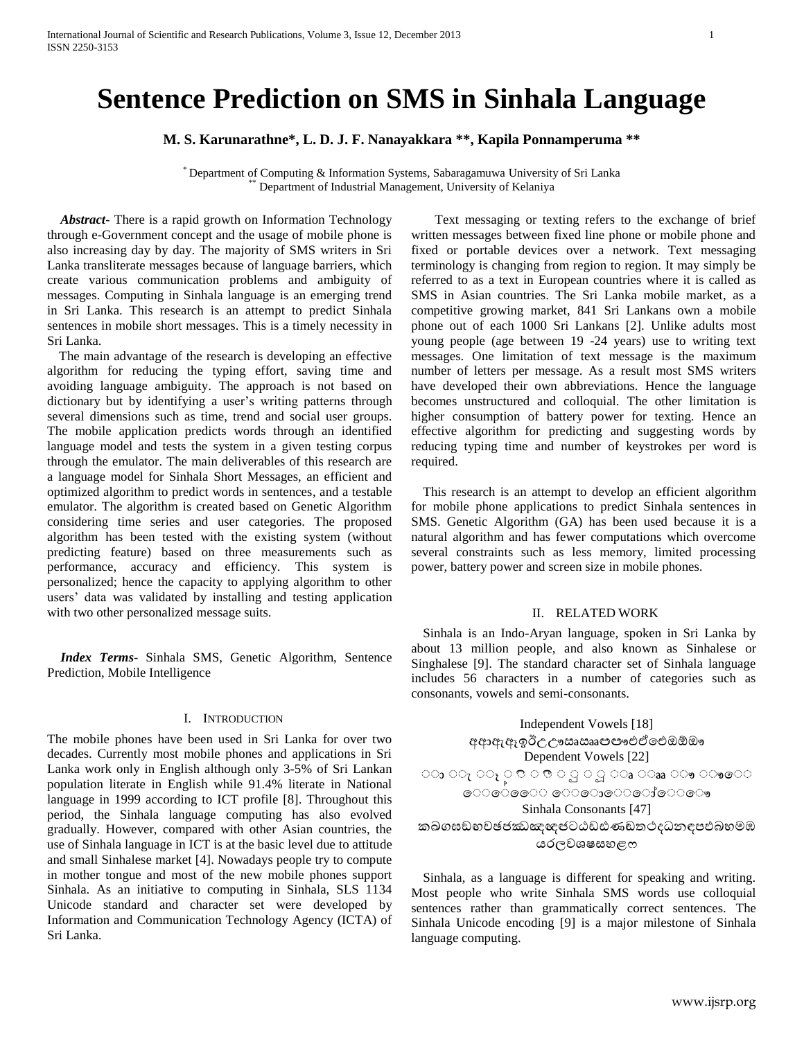# Sentence Prediction on SMS in Sinhala Language

**M. S. Karunarathne\*, L. D. J. F. Nanayakkara \*\*, Kapila Ponnamperuma \*\***

\* Department of Computing & Information Systems, Sabaragamuwa University of Sri Lanka
\*\* Department of Industrial Management, University of Kelaniya

***Abstract-*** There is a rapid growth on Information Technology through e-Government concept and the usage of mobile phone is also increasing day by day. The majority of SMS writers in Sri Lanka transliterate messages because of language barriers, which create various communication problems and ambiguity of messages. Computing in Sinhala language is an emerging trend in Sri Lanka. This research is an attempt to predict Sinhala sentences in mobile short messages. This is a timely necessity in Sri Lanka.

The main advantage of the research is developing an effective algorithm for reducing the typing effort, saving time and avoiding language ambiguity. The approach is not based on dictionary but by identifying a user's writing patterns through several dimensions such as time, trend and social user groups. The mobile application predicts words through an identified language model and tests the system in a given testing corpus through the emulator. The main deliverables of this research are a language model for Sinhala Short Messages, an efficient and optimized algorithm to predict words in sentences, and a testable emulator. The algorithm is created based on Genetic Algorithm considering time series and user categories. The proposed algorithm has been tested with the existing system (without predicting feature) based on three measurements such as performance, accuracy and efficiency. This system is personalized; hence the capacity to applying algorithm to other users' data was validated by installing and testing application with two other personalized message suits.

***Index Terms-*** Sinhala SMS, Genetic Algorithm, Sentence Prediction, Mobile Intelligence

## I. Introduction

The mobile phones have been used in Sri Lanka for over two decades. Currently most mobile phones and applications in Sri Lanka work only in English although only 3-5% of Sri Lankan population literate in English while 91.4% literate in National language in 1999 according to ICT profile [8]. Throughout this period, the Sinhala language computing has also evolved gradually. However, compared with other Asian countries, the use of Sinhala language in ICT is at the basic level due to attitude and small Sinhalese market [4]. Nowadays people try to compute in mother tongue and most of the new mobile phones support Sinhala. As an initiative to computing in Sinhala, SLS 1134 Unicode standard and character set were developed by Information and Communication Technology Agency (ICTA) of Sri Lanka.

Text messaging or texting refers to the exchange of brief written messages between fixed line phone or mobile phone and fixed or portable devices over a network. Text messaging terminology is changing from region to region. It may simply be referred to as a text in European countries where it is called as SMS in Asian countries. The Sri Lanka mobile market, as a competitive growing market, 841 Sri Lankans own a mobile phone out of each 1000 Sri Lankans [2]. Unlike adults most young people (age between 19 -24 years) use to writing text messages. One limitation of text message is the maximum number of letters per message. As a result most SMS writers have developed their own abbreviations. Hence the language becomes unstructured and colloquial. The other limitation is higher consumption of battery power for texting. Hence an effective algorithm for predicting and suggesting words by reducing typing time and number of keystrokes per word is required.

This research is an attempt to develop an efficient algorithm for mobile phone applications to predict Sinhala sentences in SMS. Genetic Algorithm (GA) has been used because it is a natural algorithm and has fewer computations which overcome several constraints such as less memory, limited processing power, battery power and screen size in mobile phones.

## II. Related Work

Sinhala is an Indo-Aryan language, spoken in Sri Lanka by about 13 million people, and also known as Sinhalese or Singhalese [9]. The standard character set of Sinhala language includes 56 characters in a number of categories such as consonants, vowels and semi-consonants.

Independent Vowels [18]

අආඇඈඉඊඋඌඍඎඏඐඑඒඓඔඕඖ

Dependent Vowels [22]

ා ැ ෑ ි ී ු ූ ෘ ෲ ෟ ෳ ෙ ේ ෛ ො ෝ ෞ ්

Sinhala Consonants [47]

කඛගඝඞඟචඡජඣඤඥඦටඨඩඪණඬතථදධනඳපඵබභමඹයරලවශෂසහළෆ

Sinhala, as a language is different for speaking and writing. Most people who write Sinhala SMS words use colloquial sentences rather than grammatically correct sentences. The Sinhala Unicode encoding [9] is a major milestone of Sinhala language computing.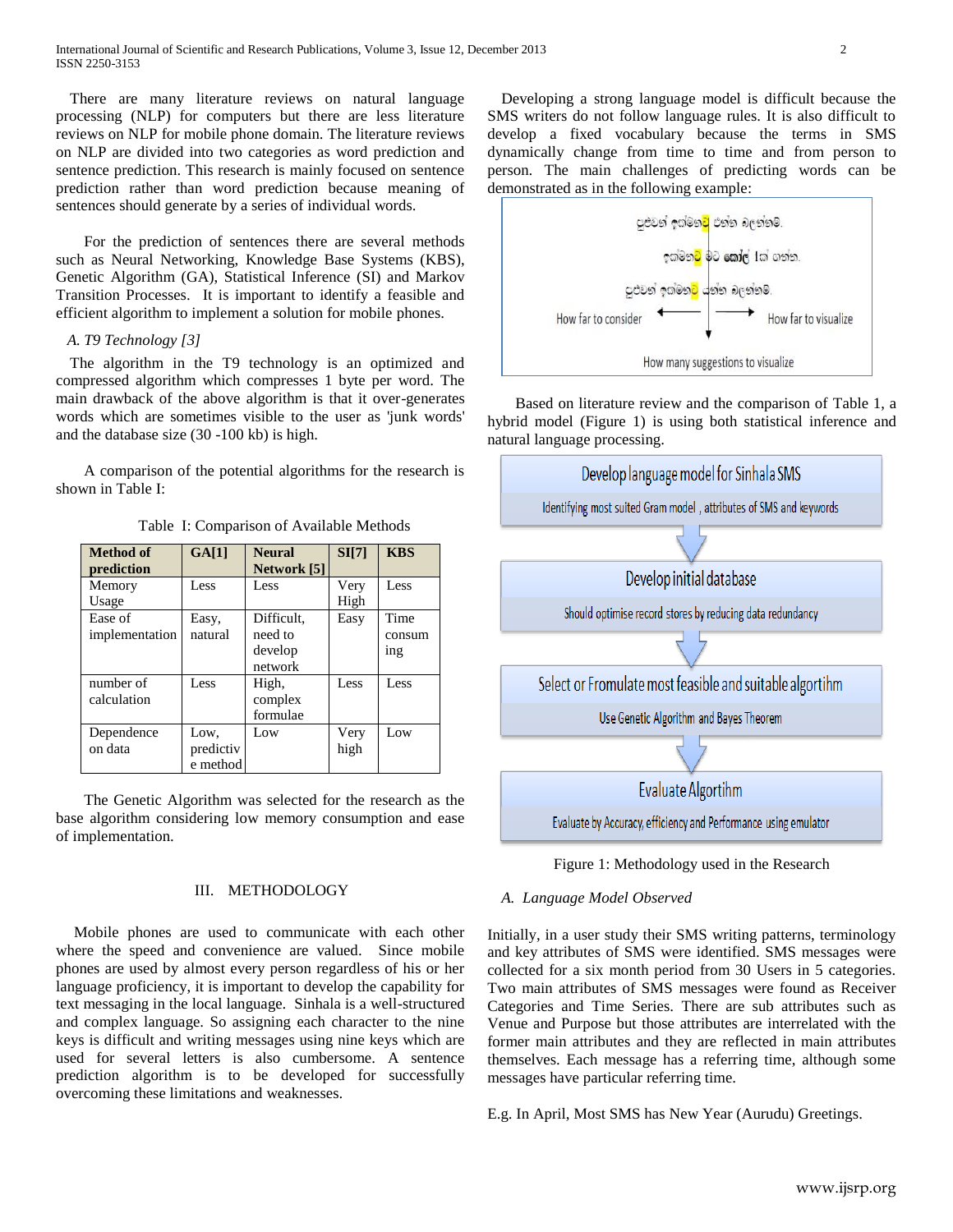There are many literature reviews on natural language processing (NLP) for computers but there are less literature reviews on NLP for mobile phone domain. The literature reviews on NLP are divided into two categories as word prediction and sentence prediction. This research is mainly focused on sentence prediction rather than word prediction because meaning of sentences should generate by a series of individual words.

For the prediction of sentences there are several methods such as Neural Networking, Knowledge Base Systems (KBS), Genetic Algorithm (GA), Statistical Inference (SI) and Markov Transition Processes. It is important to identify a feasible and efficient algorithm to implement a solution for mobile phones.

### *A. T9 Technology [3]*

The algorithm in the T9 technology is an optimized and compressed algorithm which compresses 1 byte per word. The main drawback of the above algorithm is that it over-generates words which are sometimes visible to the user as 'junk words' and the database size (30 -100 kb) is high.

A comparison of the potential algorithms for the research is shown in Table I:

Table I: Comparison of Available Methods

| Method of prediction | GA[1] | Neural Network [5] | SI[7] | KBS |
|---|---|---|---|---|
| Memory Usage | Less | Less | Very High | Less |
| Ease of implementation | Easy, natural | Difficult, need to develop network | Easy | Time consuming |
| number of calculation | Less | High, complex formulae | Less | Less |
| Dependence on data | Low, predictive method | Low | Very high | Low |

The Genetic Algorithm was selected for the research as the base algorithm considering low memory consumption and ease of implementation.

## III. METHODOLOGY

Mobile phones are used to communicate with each other where the speed and convenience are valued. Since mobile phones are used by almost every person regardless of his or her language proficiency, it is important to develop the capability for text messaging in the local language. Sinhala is a well-structured and complex language. So assigning each character to the nine keys is difficult and writing messages using nine keys which are used for several letters is also cumbersome. A sentence prediction algorithm is to be developed for successfully overcoming these limitations and weaknesses.

Developing a strong language model is difficult because the SMS writers do not follow language rules. It is also difficult to develop a fixed vocabulary because the terms in SMS dynamically change from time to time and from person to person. The main challenges of predicting words can be demonstrated as in the following example:

පුළුවන් ඉක්මනට එන්න බලන්නම්.

ඉක්මනට මට කෝල් 1ක් ගන්න.

පුළුවන් ඉක්මනට යන්න බලන්නම්.

How far to consider ← → How far to visualize

How many suggestions to visualize

Based on literature review and the comparison of Table 1, a hybrid model (Figure 1) is using both statistical inference and natural language processing.

Develop language model for Sinhala SMS
Identifying most suited Gram model , attributes of SMS and keywords

Develop initial database
Should optimise record stores by reducing data redundancy

Select or Fromulate most feasible and suitable algortihm
Use Genetic Algorithm and Bayes Theorem

Evaluate Algortihm
Evaluate by Accuracy, efficiency and Performance using emulator

Figure 1: Methodology used in the Research

### *A. Language Model Observed*

Initially, in a user study their SMS writing patterns, terminology and key attributes of SMS were identified. SMS messages were collected for a six month period from 30 Users in 5 categories. Two main attributes of SMS messages were found as Receiver Categories and Time Series. There are sub attributes such as Venue and Purpose but those attributes are interrelated with the former main attributes and they are reflected in main attributes themselves. Each message has a referring time, although some messages have particular referring time.

E.g. In April, Most SMS has New Year (Aurudu) Greetings.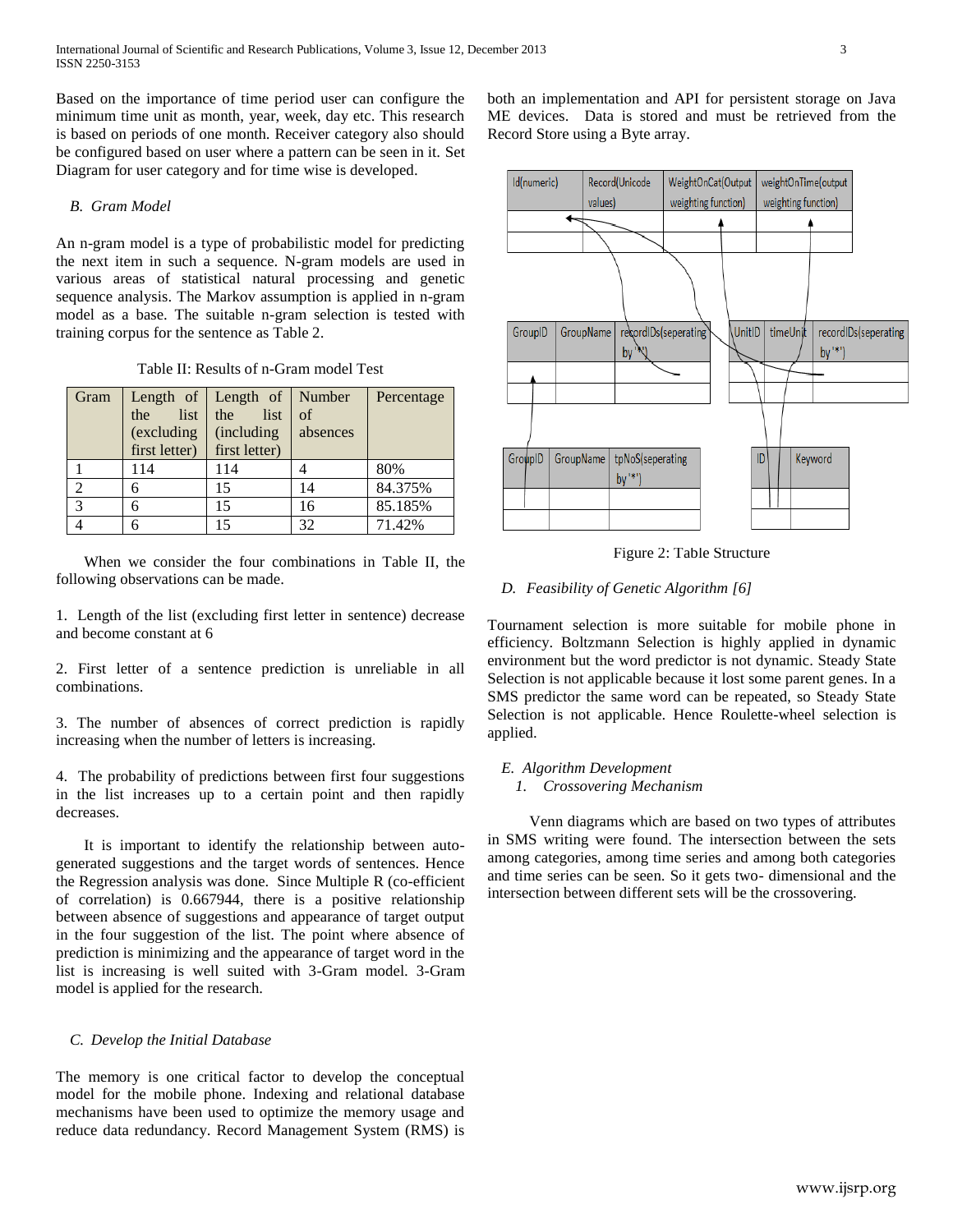Based on the importance of time period user can configure the minimum time unit as month, year, week, day etc. This research is based on periods of one month. Receiver category also should be configured based on user where a pattern can be seen in it. Set Diagram for user category and for time wise is developed.

### *B. Gram Model*

An n-gram model is a type of probabilistic model for predicting the next item in such a sequence. N-gram models are used in various areas of statistical natural processing and genetic sequence analysis. The Markov assumption is applied in n-gram model as a base. The suitable n-gram selection is tested with training corpus for the sentence as Table 2.

Table II: Results of n-Gram model Test

| Gram | Length of the list (excluding first letter) | Length of the list (including first letter) | Number of absences | Percentage |
|---|---|---|---|---|
| 1 | 114 | 114 | 4 | 80% |
| 2 | 6 | 15 | 14 | 84.375% |
| 3 | 6 | 15 | 16 | 85.185% |
| 4 | 6 | 15 | 32 | 71.42% |

When we consider the four combinations in Table II, the following observations can be made.

1. Length of the list (excluding first letter in sentence) decrease and become constant at 6

2. First letter of a sentence prediction is unreliable in all combinations.

3. The number of absences of correct prediction is rapidly increasing when the number of letters is increasing.

4. The probability of predictions between first four suggestions in the list increases up to a certain point and then rapidly decreases.

It is important to identify the relationship between auto-generated suggestions and the target words of sentences. Hence the Regression analysis was done. Since Multiple R (co-efficient of correlation) is 0.667944, there is a positive relationship between absence of suggestions and appearance of target output in the four suggestion of the list. The point where absence of prediction is minimizing and the appearance of target word in the list is increasing is well suited with 3-Gram model. 3-Gram model is applied for the research.

### *C. Develop the Initial Database*

The memory is one critical factor to develop the conceptual model for the mobile phone. Indexing and relational database mechanisms have been used to optimize the memory usage and reduce data redundancy. Record Management System (RMS) is both an implementation and API for persistent storage on Java ME devices. Data is stored and must be retrieved from the Record Store using a Byte array.

Figure 2: Table Structure

### *D. Feasibility of Genetic Algorithm [6]*

Tournament selection is more suitable for mobile phone in efficiency. Boltzmann Selection is highly applied in dynamic environment but the word predictor is not dynamic. Steady State Selection is not applicable because it lost some parent genes. In a SMS predictor the same word can be repeated, so Steady State Selection is not applicable. Hence Roulette-wheel selection is applied.

### *E. Algorithm Development*

#### *1. Crossovering Mechanism*

Venn diagrams which are based on two types of attributes in SMS writing were found. The intersection between the sets among categories, among time series and among both categories and time series can be seen. So it gets two- dimensional and the intersection between different sets will be the crossovering.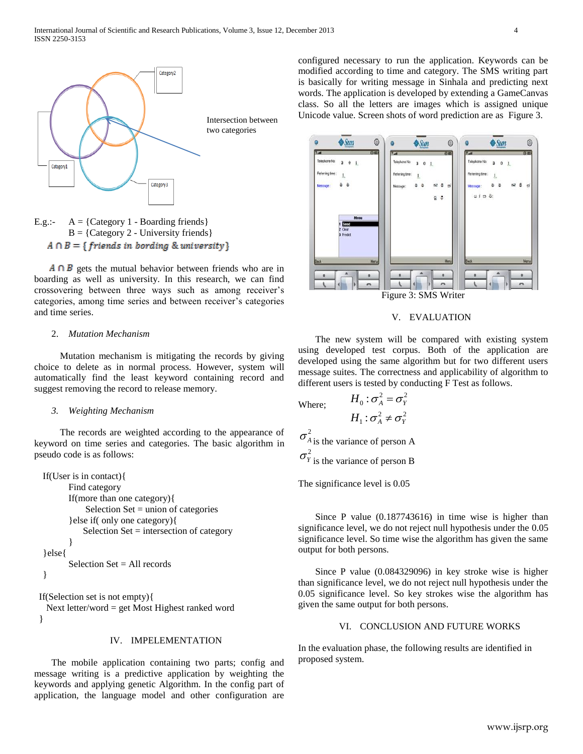Intersection between two categories

E.g.:- A = {Category 1 - Boarding friends}
B = {Category 2 - University friends}
$A \cap B = \{\textit{friends in bording \& university}\}$

$A \cap B$ gets the mutual behavior between friends who are in boarding as well as university. In this research, we can find crossovering between three ways such as among receiver's categories, among time series and between receiver's categories and time series.

2. *Mutation Mechanism*

Mutation mechanism is mitigating the records by giving choice to delete as in normal process. However, system will automatically find the least keyword containing record and suggest removing the record to release memory.

3. *Weighting Mechanism*

The records are weighted according to the appearance of keyword on time series and categories. The basic algorithm in pseudo code is as follows:

```
If(User is in contact){
        Find category
        If(more than one category){
              Selection Set = union of categories
        }else if( only one category){
              Selection Set = intersection of category
        }
}else{
        Selection Set = All records
}

If(Selection set is not empty){
   Next letter/word = get Most Highest ranked word
}
```

## IV. IMPELEMENTATION

The mobile application containing two parts; config and message writing is a predictive application by weighting the keywords and applying genetic Algorithm. In the config part of application, the language model and other configuration are configured necessary to run the application. Keywords can be modified according to time and category. The SMS writing part is basically for writing message in Sinhala and predicting next words. The application is developed by extending a GameCanvas class. So all the letters are images which is assigned unique Unicode value. Screen shots of word prediction are as Figure 3.

Figure 3: SMS Writer

## V. EVALUATION

The new system will be compared with existing system using developed test corpus. Both of the application are developed using the same algorithm but for two different users message suites. The correctness and applicability of algorithm to different users is tested by conducting F Test as follows.

Where;
$$H_0 : \sigma_A^2 = \sigma_Y^2$$
$$H_1 : \sigma_A^2 \neq \sigma_Y^2$$

$\sigma_A^2$ is the variance of person A

$\sigma_Y^2$ is the variance of person B

The significance level is 0.05

Since P value (0.187743616) in time wise is higher than significance level, we do not reject null hypothesis under the 0.05 significance level. So time wise the algorithm has given the same output for both persons.

Since P value (0.084329096) in key stroke wise is higher than significance level, we do not reject null hypothesis under the 0.05 significance level. So key strokes wise the algorithm has given the same output for both persons.

## VI. CONCLUSION AND FUTURE WORKS

In the evaluation phase, the following results are identified in proposed system.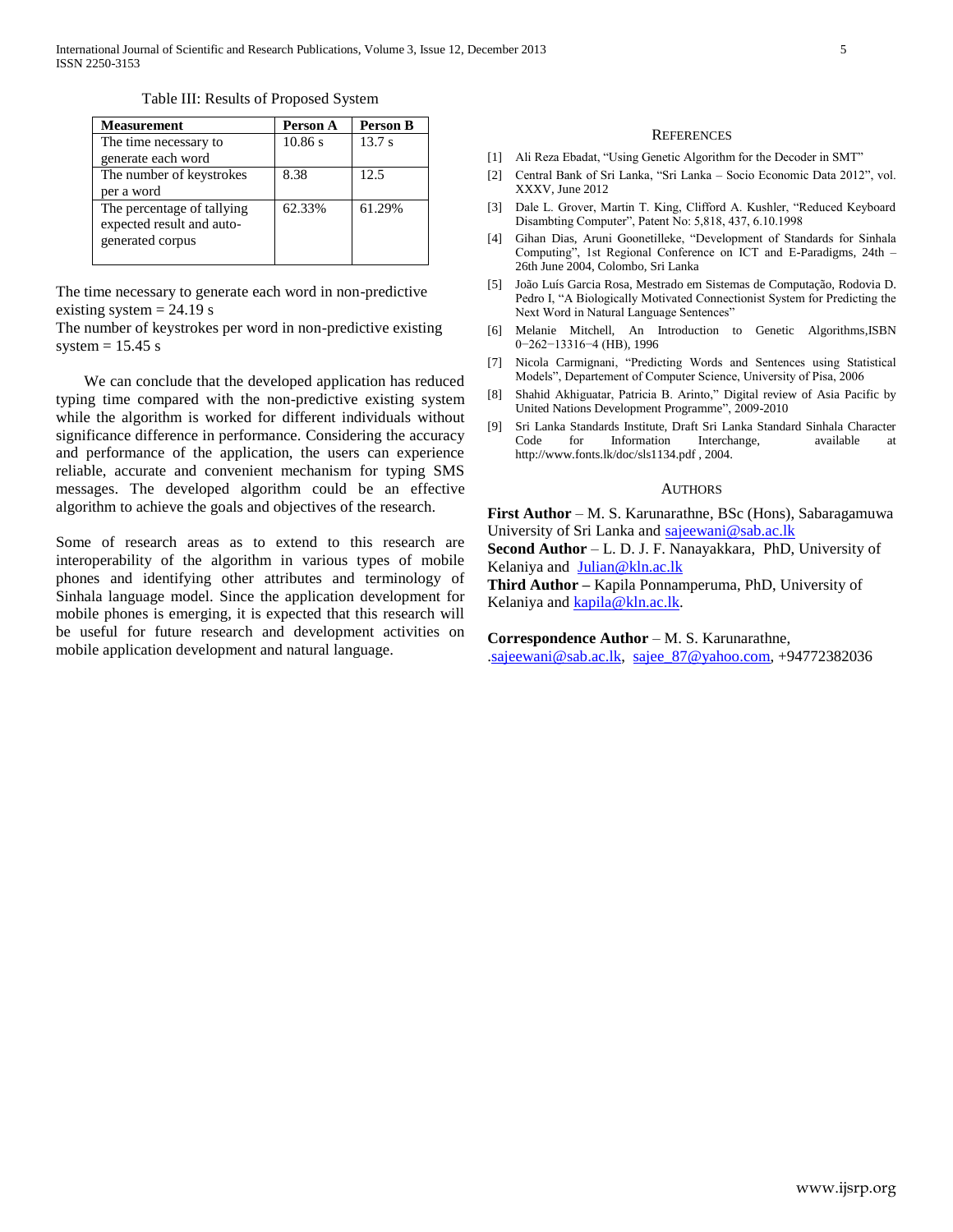Table III: Results of Proposed System

| Measurement | Person A | Person B |
|---|---|---|
| The time necessary to generate each word | 10.86 s | 13.7 s |
| The number of keystrokes per a word | 8.38 | 12.5 |
| The percentage of tallying expected result and auto-generated corpus | 62.33% | 61.29% |

The time necessary to generate each word in non-predictive existing system = 24.19 s
The number of keystrokes per word in non-predictive existing system = 15.45 s

We can conclude that the developed application has reduced typing time compared with the non-predictive existing system while the algorithm is worked for different individuals without significance difference in performance. Considering the accuracy and performance of the application, the users can experience reliable, accurate and convenient mechanism for typing SMS messages. The developed algorithm could be an effective algorithm to achieve the goals and objectives of the research.

Some of research areas as to extend to this research are interoperability of the algorithm in various types of mobile phones and identifying other attributes and terminology of Sinhala language model. Since the application development for mobile phones is emerging, it is expected that this research will be useful for future research and development activities on mobile application development and natural language.

## References

[1] Ali Reza Ebadat, "Using Genetic Algorithm for the Decoder in SMT"

[2] Central Bank of Sri Lanka, "Sri Lanka – Socio Economic Data 2012", vol. XXXV, June 2012

[3] Dale L. Grover, Martin T. King, Clifford A. Kushler, "Reduced Keyboard Disambting Computer", Patent No: 5,818, 437, 6.10.1998

[4] Gihan Dias, Aruni Goonetilleke, "Development of Standards for Sinhala Computing", 1st Regional Conference on ICT and E-Paradigms, 24th – 26th June 2004, Colombo, Sri Lanka

[5] João Luís Garcia Rosa, Mestrado em Sistemas de Computação, Rodovia D. Pedro I, "A Biologically Motivated Connectionist System for Predicting the Next Word in Natural Language Sentences"

[6] Melanie Mitchell, An Introduction to Genetic Algorithms,ISBN 0−262−13316−4 (HB), 1996

[7] Nicola Carmignani, "Predicting Words and Sentences using Statistical Models", Departement of Computer Science, University of Pisa, 2006

[8] Shahid Akhiguatar, Patricia B. Arinto," Digital review of Asia Pacific by United Nations Development Programme", 2009-2010

[9] Sri Lanka Standards Institute, Draft Sri Lanka Standard Sinhala Character Code for Information Interchange, available at http://www.fonts.lk/doc/sls1134.pdf , 2004.

## Authors

**First Author** – M. S. Karunarathne, BSc (Hons), Sabaragamuwa University of Sri Lanka and sajeewani@sab.ac.lk

**Second Author** – L. D. J. F. Nanayakkara, PhD, University of Kelaniya and Julian@kln.ac.lk

**Third Author –** Kapila Ponnamperuma, PhD, University of Kelaniya and kapila@kln.ac.lk.

**Correspondence Author** – M. S. Karunarathne, .sajeewani@sab.ac.lk, sajee_87@yahoo.com, +94772382036